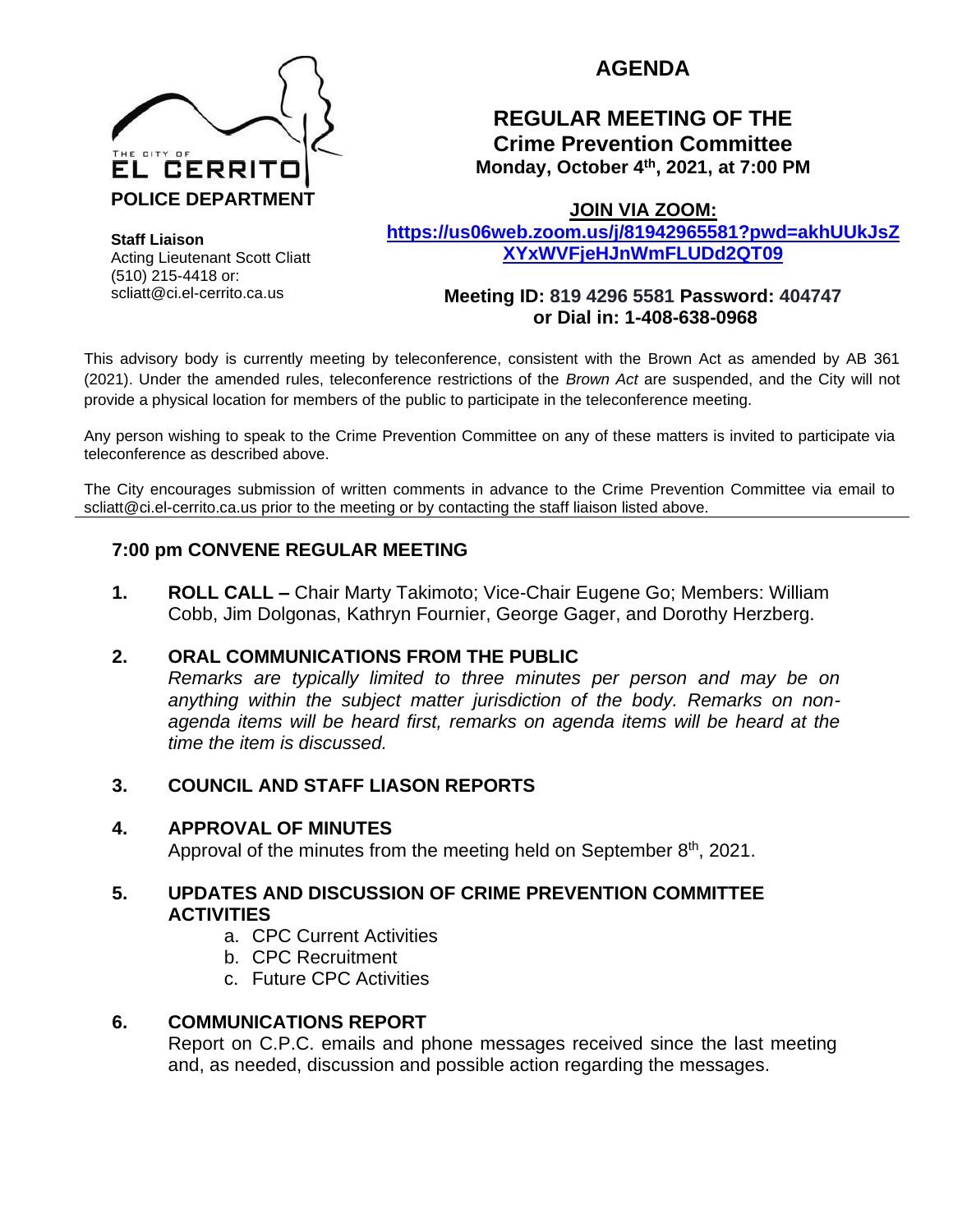THE CITY OF
EL CERRITO
**POLICE DEPARTMENT**

**Staff Liaison**
Acting Lieutenant Scott Cliatt
(510) 215-4418 or:
scliatt@ci.el-cerrito.ca.us

# AGENDA

## REGULAR MEETING OF THE Crime Prevention Committee

**Monday, October 4th, 2021, at 7:00 PM**

**JOIN VIA ZOOM:**
**https://us06web.zoom.us/j/81942965581?pwd=akhUUkJsZXYxWVFjeHJnWmFLUDd2QT09**

**Meeting ID: 819 4296 5581 Password: 404747**
**or Dial in: 1-408-638-0968**

This advisory body is currently meeting by teleconference, consistent with the Brown Act as amended by AB 361 (2021). Under the amended rules, teleconference restrictions of the *Brown Act* are suspended, and the City will not provide a physical location for members of the public to participate in the teleconference meeting.

Any person wishing to speak to the Crime Prevention Committee on any of these matters is invited to participate via teleconference as described above.

The City encourages submission of written comments in advance to the Crime Prevention Committee via email to scliatt@ci.el-cerrito.ca.us prior to the meeting or by contacting the staff liaison listed above.

---

### 7:00 pm CONVENE REGULAR MEETING

**1. ROLL CALL –** Chair Marty Takimoto; Vice-Chair Eugene Go; Members: William Cobb, Jim Dolgonas, Kathryn Fournier, George Gager, and Dorothy Herzberg.

**2. ORAL COMMUNICATIONS FROM THE PUBLIC**
*Remarks are typically limited to three minutes per person and may be on anything within the subject matter jurisdiction of the body. Remarks on non-agenda items will be heard first, remarks on agenda items will be heard at the time the item is discussed.*

**3. COUNCIL AND STAFF LIASON REPORTS**

**4. APPROVAL OF MINUTES**
Approval of the minutes from the meeting held on September 8th, 2021.

**5. UPDATES AND DISCUSSION OF CRIME PREVENTION COMMITTEE ACTIVITIES**

a. CPC Current Activities
b. CPC Recruitment
c. Future CPC Activities

**6. COMMUNICATIONS REPORT**
Report on C.P.C. emails and phone messages received since the last meeting and, as needed, discussion and possible action regarding the messages.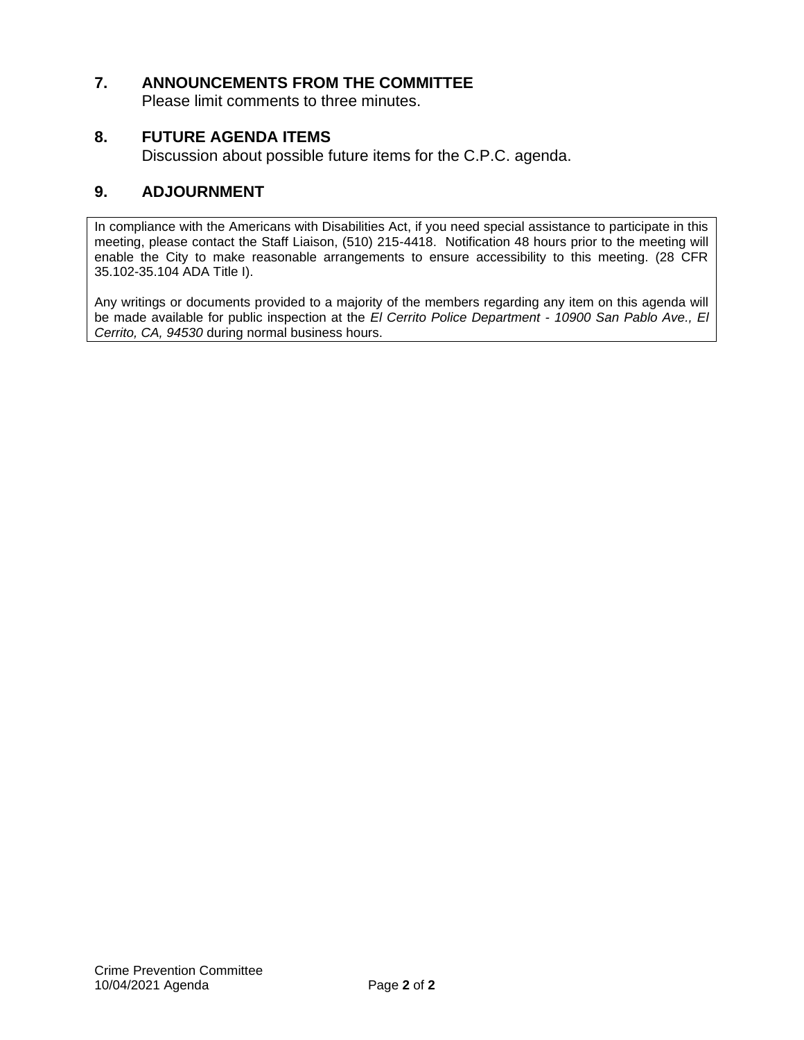## 7. ANNOUNCEMENTS FROM THE COMMITTEE

Please limit comments to three minutes.

## 8. FUTURE AGENDA ITEMS

Discussion about possible future items for the C.P.C. agenda.

## 9. ADJOURNMENT

In compliance with the Americans with Disabilities Act, if you need special assistance to participate in this meeting, please contact the Staff Liaison, (510) 215-4418. Notification 48 hours prior to the meeting will enable the City to make reasonable arrangements to ensure accessibility to this meeting. (28 CFR 35.102-35.104 ADA Title I).

Any writings or documents provided to a majority of the members regarding any item on this agenda will be made available for public inspection at the *El Cerrito Police Department - 10900 San Pablo Ave., El Cerrito, CA, 94530* during normal business hours.